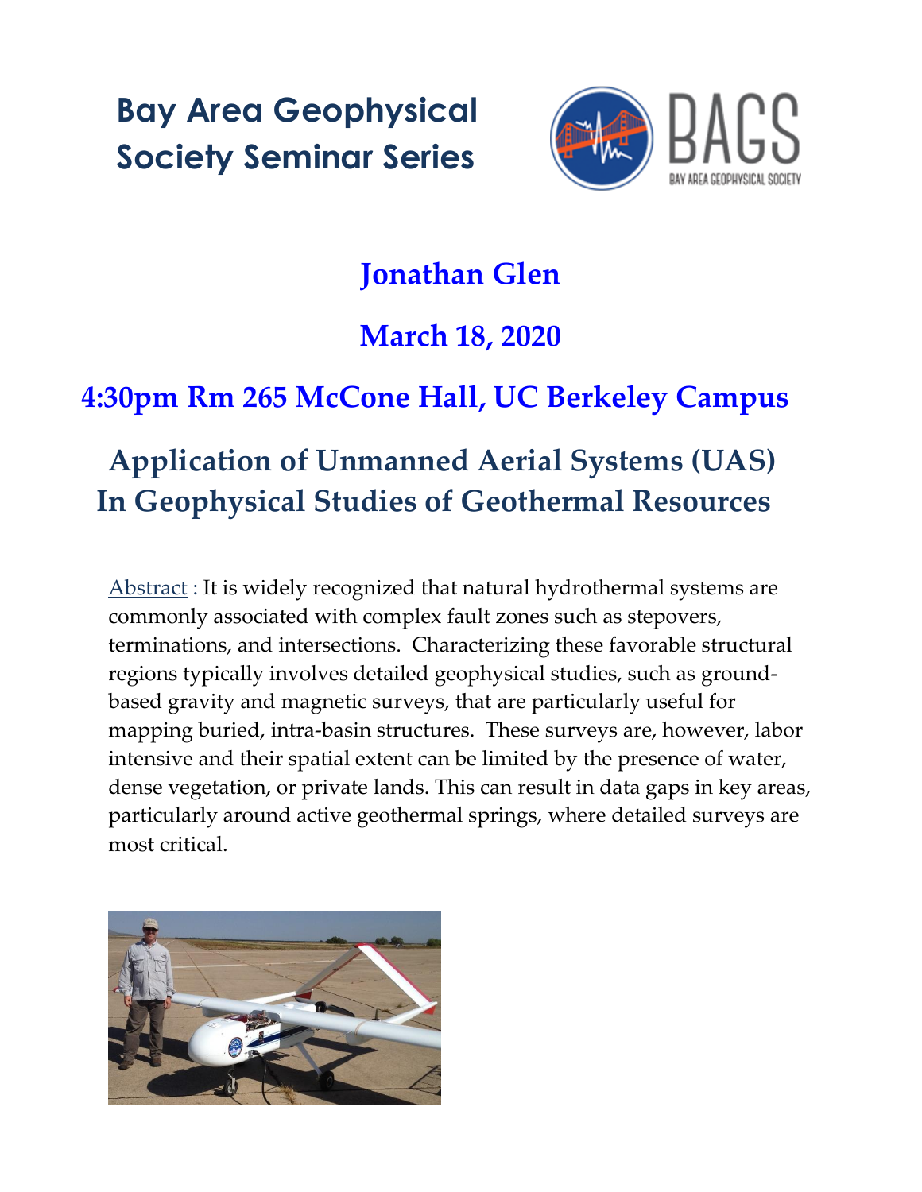# Bay Area Geophysical Society Seminar Series

## Jonathan Glen

## March 18, 2020

## 4:30pm Rm 265 McCone Hall, UC Berkeley Campus

# Application of Unmanned Aerial Systems (UAS) In Geophysical Studies of Geothermal Resources

Abstract : It is widely recognized that natural hydrothermal systems are commonly associated with complex fault zones such as stepovers, terminations, and intersections. Characterizing these favorable structural regions typically involves detailed geophysical studies, such as ground-based gravity and magnetic surveys, that are particularly useful for mapping buried, intra-basin structures. These surveys are, however, labor intensive and their spatial extent can be limited by the presence of water, dense vegetation, or private lands. This can result in data gaps in key areas, particularly around active geothermal springs, where detailed surveys are most critical.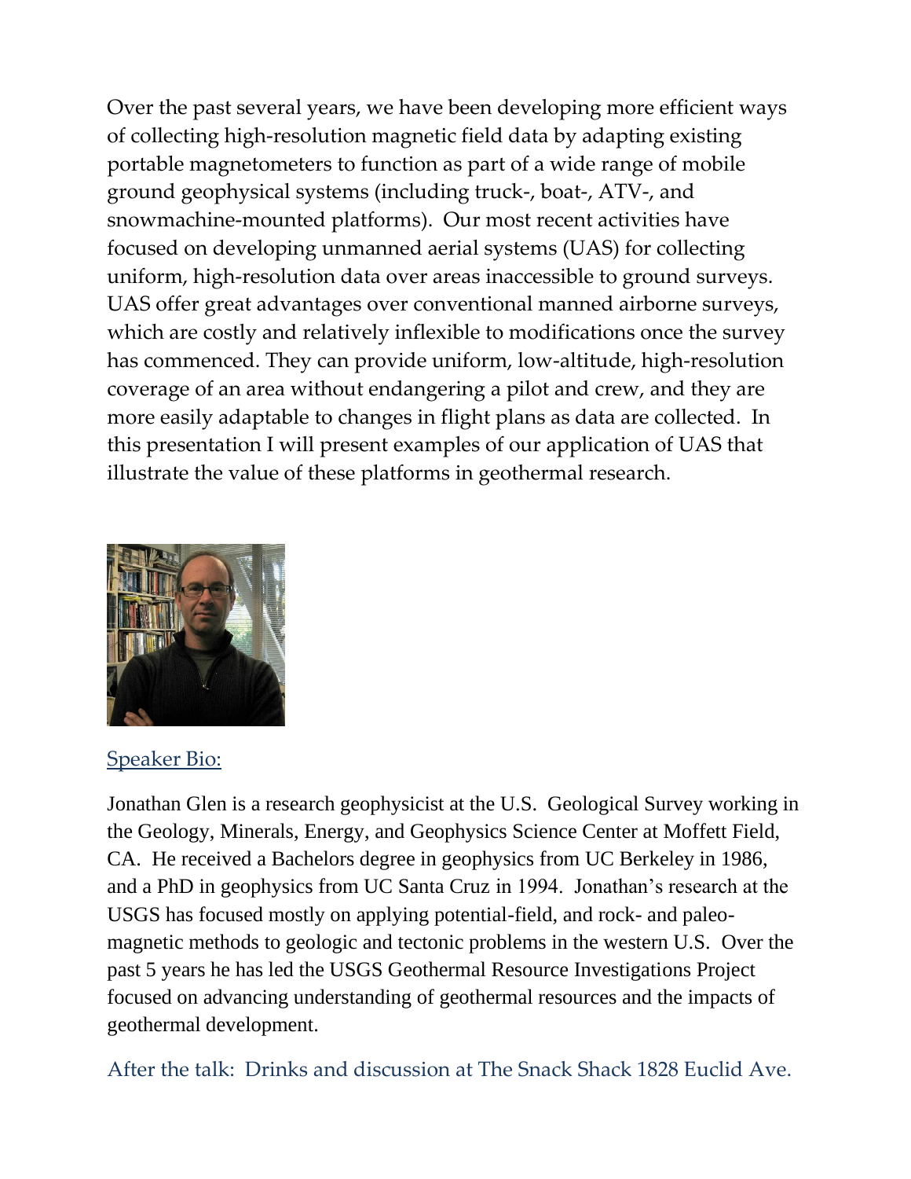Over the past several years, we have been developing more efficient ways of collecting high-resolution magnetic field data by adapting existing portable magnetometers to function as part of a wide range of mobile ground geophysical systems (including truck-, boat-, ATV-, and snowmachine-mounted platforms). Our most recent activities have focused on developing unmanned aerial systems (UAS) for collecting uniform, high-resolution data over areas inaccessible to ground surveys. UAS offer great advantages over conventional manned airborne surveys, which are costly and relatively inflexible to modifications once the survey has commenced. They can provide uniform, low-altitude, high-resolution coverage of an area without endangering a pilot and crew, and they are more easily adaptable to changes in flight plans as data are collected. In this presentation I will present examples of our application of UAS that illustrate the value of these platforms in geothermal research.

Speaker Bio:

Jonathan Glen is a research geophysicist at the U.S. Geological Survey working in the Geology, Minerals, Energy, and Geophysics Science Center at Moffett Field, CA. He received a Bachelors degree in geophysics from UC Berkeley in 1986, and a PhD in geophysics from UC Santa Cruz in 1994. Jonathan's research at the USGS has focused mostly on applying potential-field, and rock- and paleo-magnetic methods to geologic and tectonic problems in the western U.S. Over the past 5 years he has led the USGS Geothermal Resource Investigations Project focused on advancing understanding of geothermal resources and the impacts of geothermal development.

After the talk: Drinks and discussion at The Snack Shack 1828 Euclid Ave.